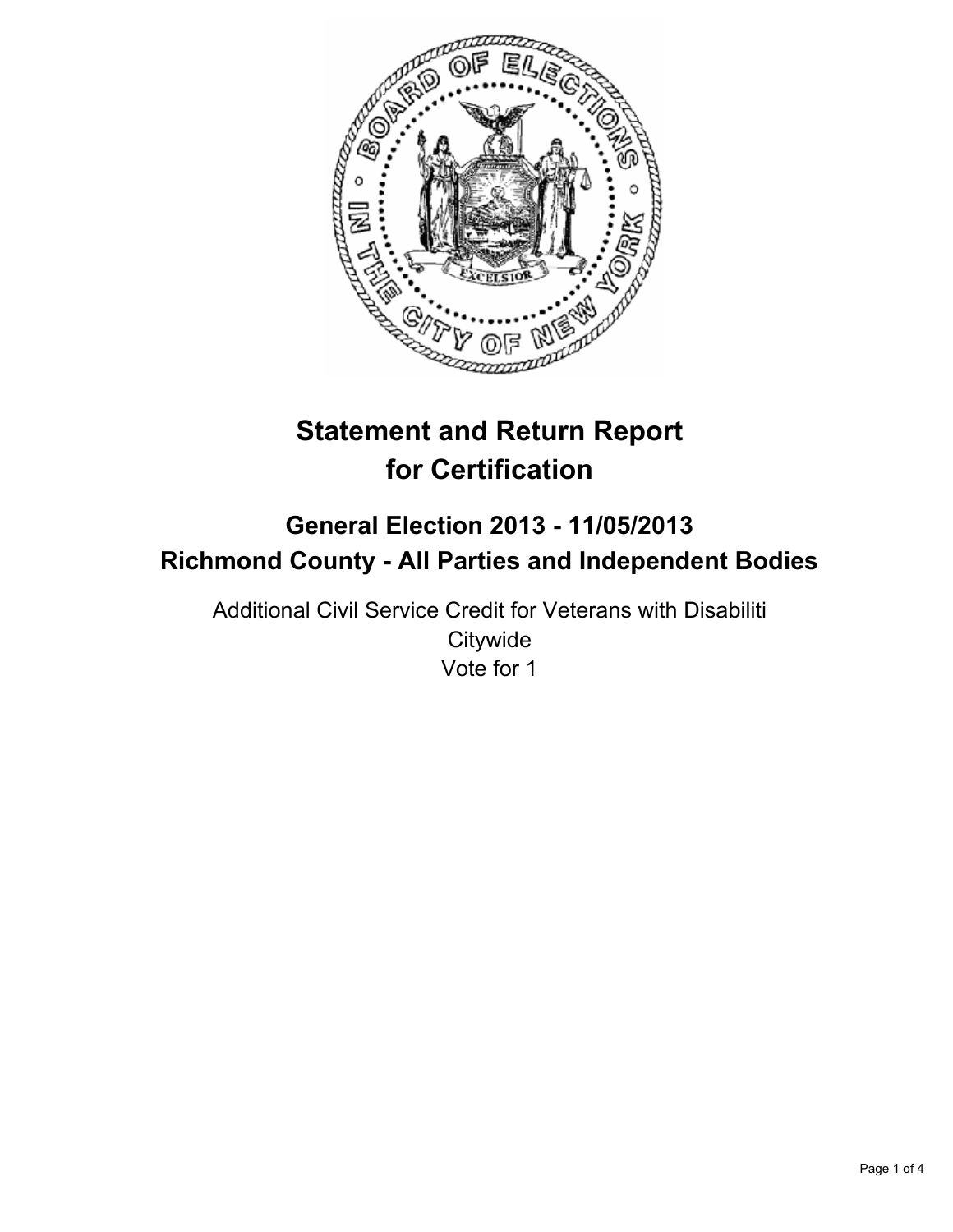# Statement and Return Report for Certification

## General Election 2013 - 11/05/2013
## Richmond County - All Parties and Independent Bodies

Additional Civil Service Credit for Veterans with Disabiliti
Citywide
Vote for 1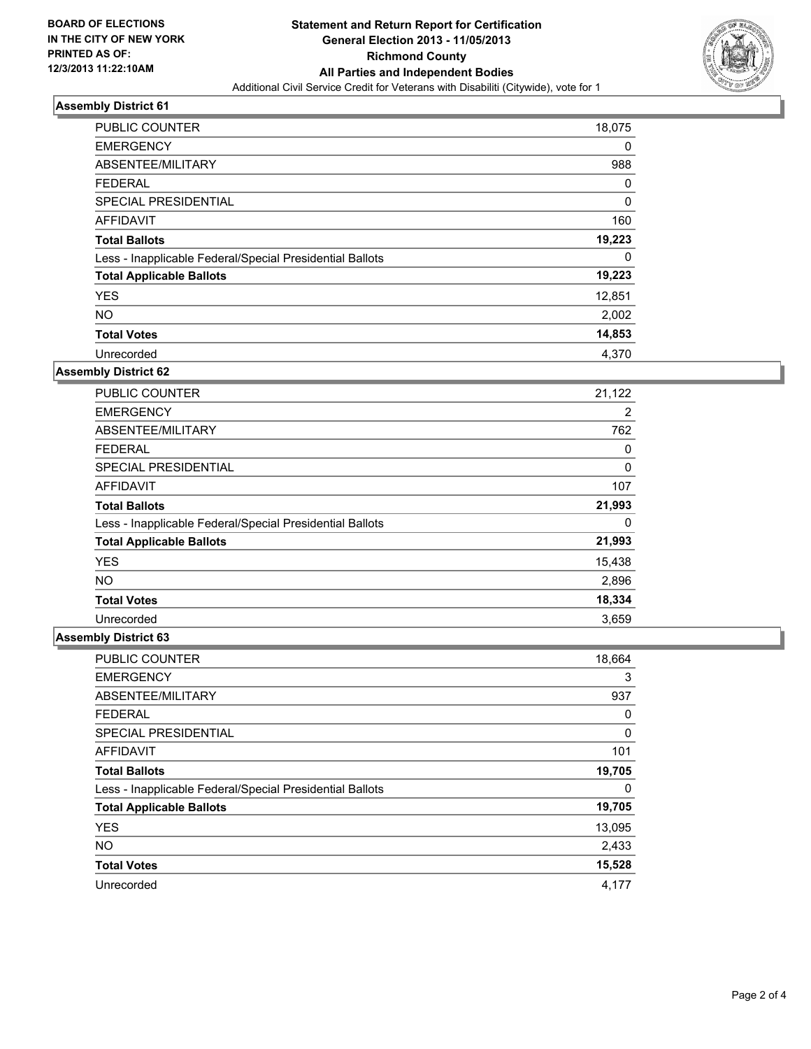**BOARD OF ELECTIONS IN THE CITY OF NEW YORK PRINTED AS OF: 12/3/2013 11:22:10AM**

**Statement and Return Report for Certification General Election 2013 - 11/05/2013 Richmond County All Parties and Independent Bodies**

Additional Civil Service Credit for Veterans with Disabiliti (Citywide), vote for 1

### Assembly District 61

| | |
|---|---|
| PUBLIC COUNTER | 18,075 |
| EMERGENCY | 0 |
| ABSENTEE/MILITARY | 988 |
| FEDERAL | 0 |
| SPECIAL PRESIDENTIAL | 0 |
| AFFIDAVIT | 160 |
| **Total Ballots** | **19,223** |
| Less - Inapplicable Federal/Special Presidential Ballots | 0 |
| **Total Applicable Ballots** | **19,223** |
| YES | 12,851 |
| NO | 2,002 |
| **Total Votes** | **14,853** |
| Unrecorded | 4,370 |

### Assembly District 62

| | |
|---|---|
| PUBLIC COUNTER | 21,122 |
| EMERGENCY | 2 |
| ABSENTEE/MILITARY | 762 |
| FEDERAL | 0 |
| SPECIAL PRESIDENTIAL | 0 |
| AFFIDAVIT | 107 |
| **Total Ballots** | **21,993** |
| Less - Inapplicable Federal/Special Presidential Ballots | 0 |
| **Total Applicable Ballots** | **21,993** |
| YES | 15,438 |
| NO | 2,896 |
| **Total Votes** | **18,334** |
| Unrecorded | 3,659 |

### Assembly District 63

| | |
|---|---|
| PUBLIC COUNTER | 18,664 |
| EMERGENCY | 3 |
| ABSENTEE/MILITARY | 937 |
| FEDERAL | 0 |
| SPECIAL PRESIDENTIAL | 0 |
| AFFIDAVIT | 101 |
| **Total Ballots** | **19,705** |
| Less - Inapplicable Federal/Special Presidential Ballots | 0 |
| **Total Applicable Ballots** | **19,705** |
| YES | 13,095 |
| NO | 2,433 |
| **Total Votes** | **15,528** |
| Unrecorded | 4,177 |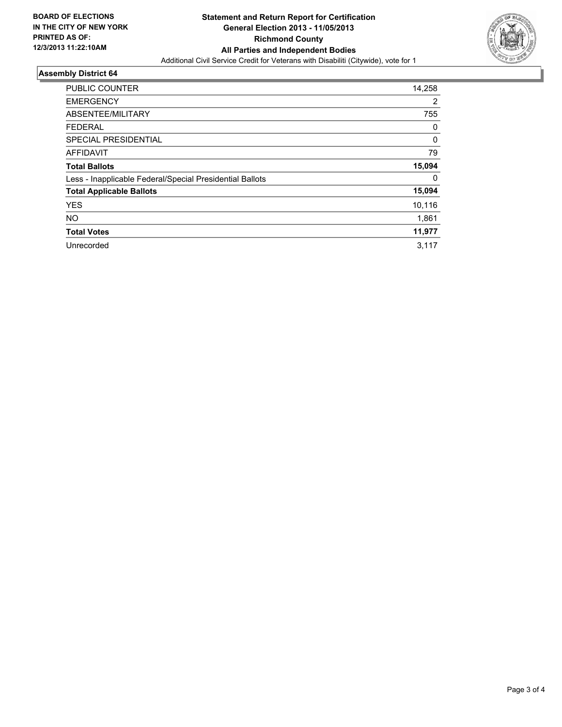**BOARD OF ELECTIONS IN THE CITY OF NEW YORK PRINTED AS OF: 12/3/2013 11:22:10AM**

**Statement and Return Report for Certification**
**General Election 2013 - 11/05/2013**
**Richmond County**
**All Parties and Independent Bodies**
Additional Civil Service Credit for Veterans with Disabiliti (Citywide), vote for 1

## Assembly District 64

| | |
|---|---|
| PUBLIC COUNTER | 14,258 |
| EMERGENCY | 2 |
| ABSENTEE/MILITARY | 755 |
| FEDERAL | 0 |
| SPECIAL PRESIDENTIAL | 0 |
| AFFIDAVIT | 79 |
| **Total Ballots** | **15,094** |
| Less - Inapplicable Federal/Special Presidential Ballots | 0 |
| **Total Applicable Ballots** | **15,094** |
| YES | 10,116 |
| NO | 1,861 |
| **Total Votes** | **11,977** |
| Unrecorded | 3,117 |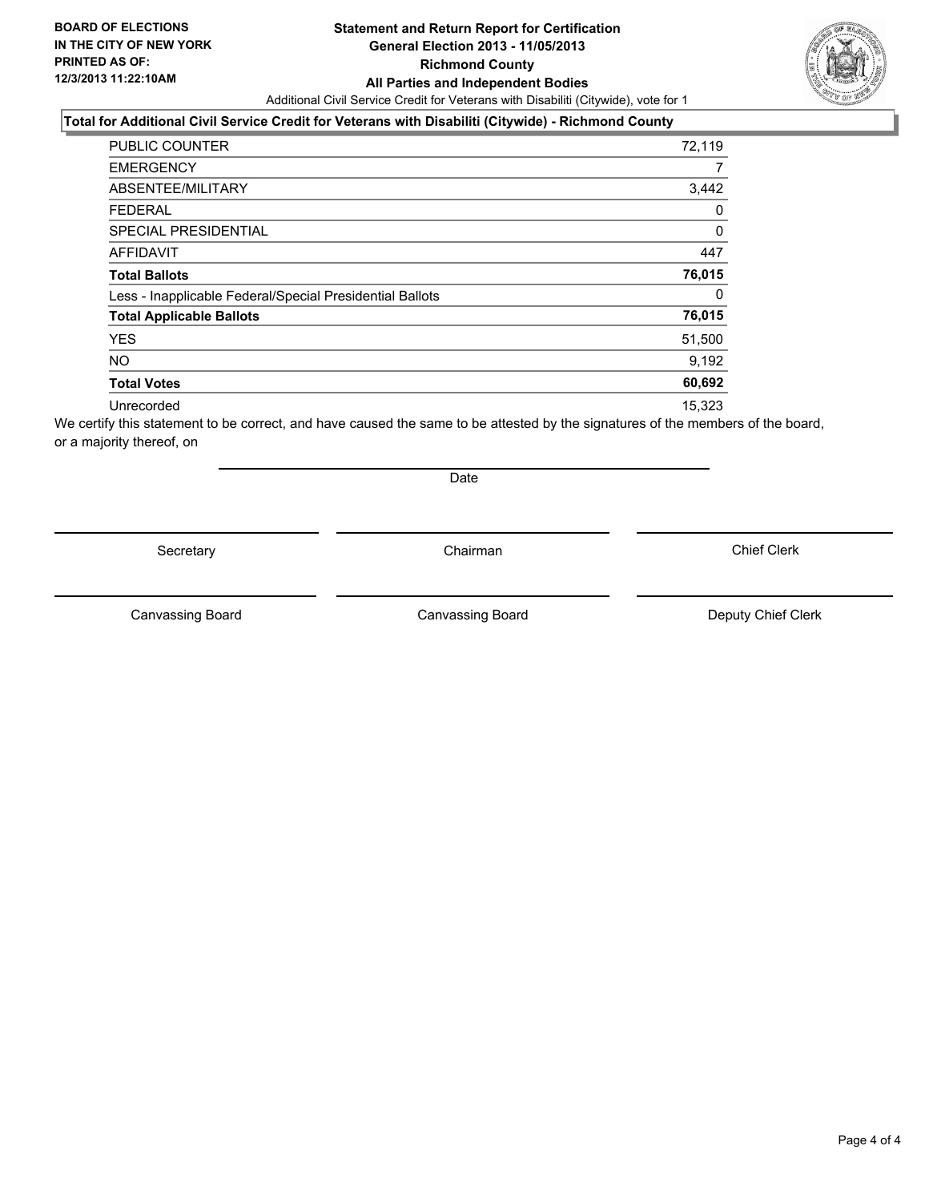**BOARD OF ELECTIONS IN THE CITY OF NEW YORK PRINTED AS OF: 12/3/2013 11:22:10AM**

# Statement and Return Report for Certification General Election 2013 - 11/05/2013 Richmond County All Parties and Independent Bodies

Additional Civil Service Credit for Veterans with Disabiliti (Citywide), vote for 1

## Total for Additional Civil Service Credit for Veterans with Disabiliti (Citywide) - Richmond County

| | |
|---|---|
| PUBLIC COUNTER | 72,119 |
| EMERGENCY | 7 |
| ABSENTEE/MILITARY | 3,442 |
| FEDERAL | 0 |
| SPECIAL PRESIDENTIAL | 0 |
| AFFIDAVIT | 447 |
| **Total Ballots** | **76,015** |
| Less - Inapplicable Federal/Special Presidential Ballots | 0 |
| **Total Applicable Ballots** | **76,015** |
| YES | 51,500 |
| NO | 9,192 |
| **Total Votes** | **60,692** |
| Unrecorded | 15,323 |

We certify this statement to be correct, and have caused the same to be attested by the signatures of the members of the board, or a majority thereof, on

Date

Secretary | Chairman | Chief Clerk

Canvassing Board | Canvassing Board | Deputy Chief Clerk